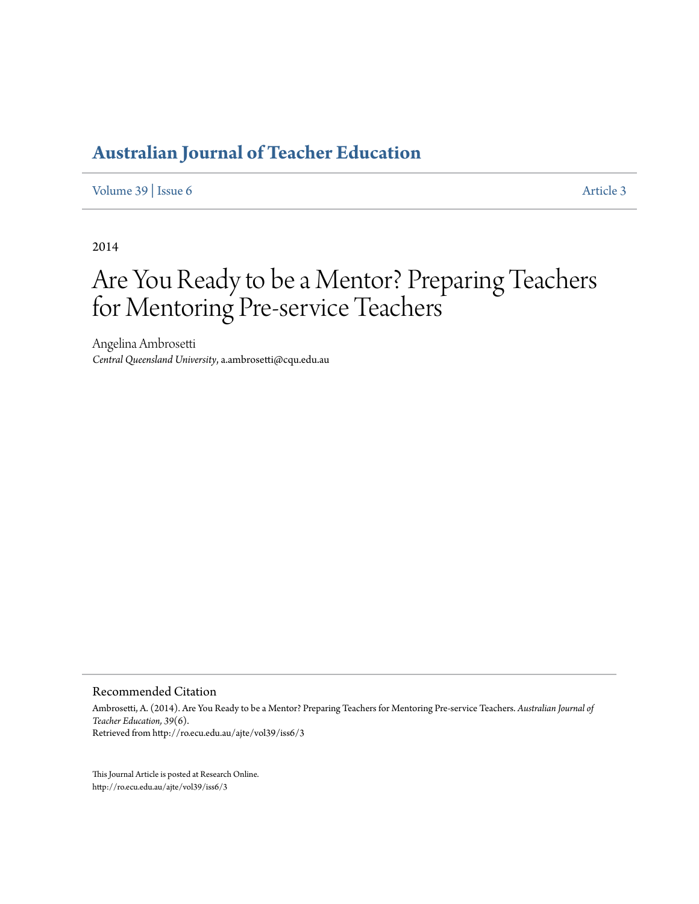# Australian Journal of Teacher Education

Volume 39 | Issue 6 Article 3

2014

# Are You Ready to be a Mentor? Preparing Teachers for Mentoring Pre-service Teachers

Angelina Ambrosetti
*Central Queensland University*, a.ambrosetti@cqu.edu.au

## Recommended Citation

Ambrosetti, A. (2014). Are You Ready to be a Mentor? Preparing Teachers for Mentoring Pre-service Teachers. *Australian Journal of Teacher Education, 39*(6).
Retrieved from http://ro.ecu.edu.au/ajte/vol39/iss6/3

This Journal Article is posted at Research Online.
http://ro.ecu.edu.au/ajte/vol39/iss6/3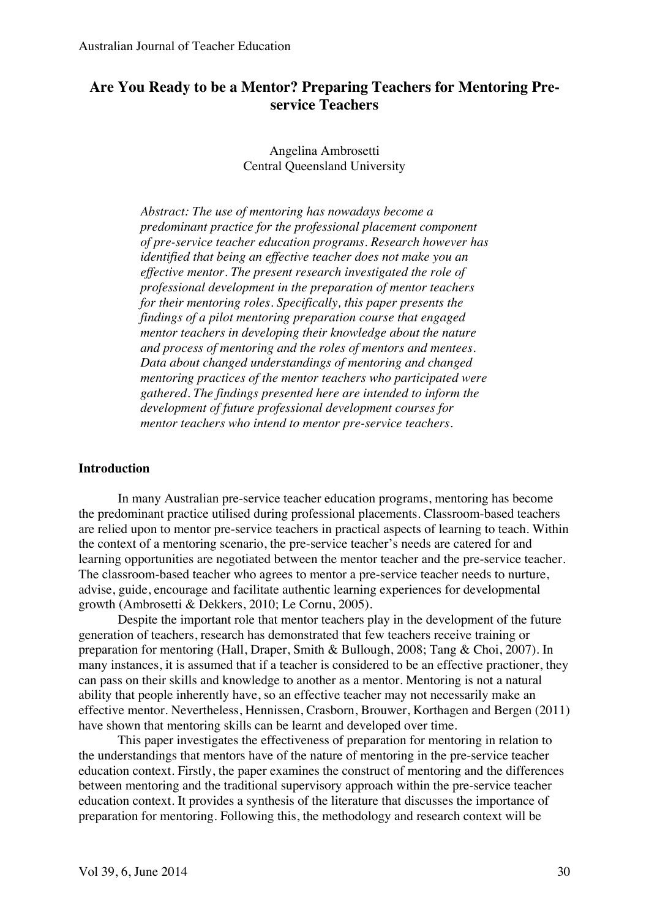# Are You Ready to be a Mentor? Preparing Teachers for Mentoring Pre-service Teachers

Angelina Ambrosetti
Central Queensland University

*Abstract: The use of mentoring has nowadays become a predominant practice for the professional placement component of pre-service teacher education programs. Research however has identified that being an effective teacher does not make you an effective mentor. The present research investigated the role of professional development in the preparation of mentor teachers for their mentoring roles. Specifically, this paper presents the findings of a pilot mentoring preparation course that engaged mentor teachers in developing their knowledge about the nature and process of mentoring and the roles of mentors and mentees. Data about changed understandings of mentoring and changed mentoring practices of the mentor teachers who participated were gathered. The findings presented here are intended to inform the development of future professional development courses for mentor teachers who intend to mentor pre-service teachers.*

## Introduction

In many Australian pre-service teacher education programs, mentoring has become the predominant practice utilised during professional placements. Classroom-based teachers are relied upon to mentor pre-service teachers in practical aspects of learning to teach. Within the context of a mentoring scenario, the pre-service teacher's needs are catered for and learning opportunities are negotiated between the mentor teacher and the pre-service teacher. The classroom-based teacher who agrees to mentor a pre-service teacher needs to nurture, advise, guide, encourage and facilitate authentic learning experiences for developmental growth (Ambrosetti & Dekkers, 2010; Le Cornu, 2005).

Despite the important role that mentor teachers play in the development of the future generation of teachers, research has demonstrated that few teachers receive training or preparation for mentoring (Hall, Draper, Smith & Bullough, 2008; Tang & Choi, 2007). In many instances, it is assumed that if a teacher is considered to be an effective practioner, they can pass on their skills and knowledge to another as a mentor. Mentoring is not a natural ability that people inherently have, so an effective teacher may not necessarily make an effective mentor. Nevertheless, Hennissen, Crasborn, Brouwer, Korthagen and Bergen (2011) have shown that mentoring skills can be learnt and developed over time.

This paper investigates the effectiveness of preparation for mentoring in relation to the understandings that mentors have of the nature of mentoring in the pre-service teacher education context. Firstly, the paper examines the construct of mentoring and the differences between mentoring and the traditional supervisory approach within the pre-service teacher education context. It provides a synthesis of the literature that discusses the importance of preparation for mentoring. Following this, the methodology and research context will be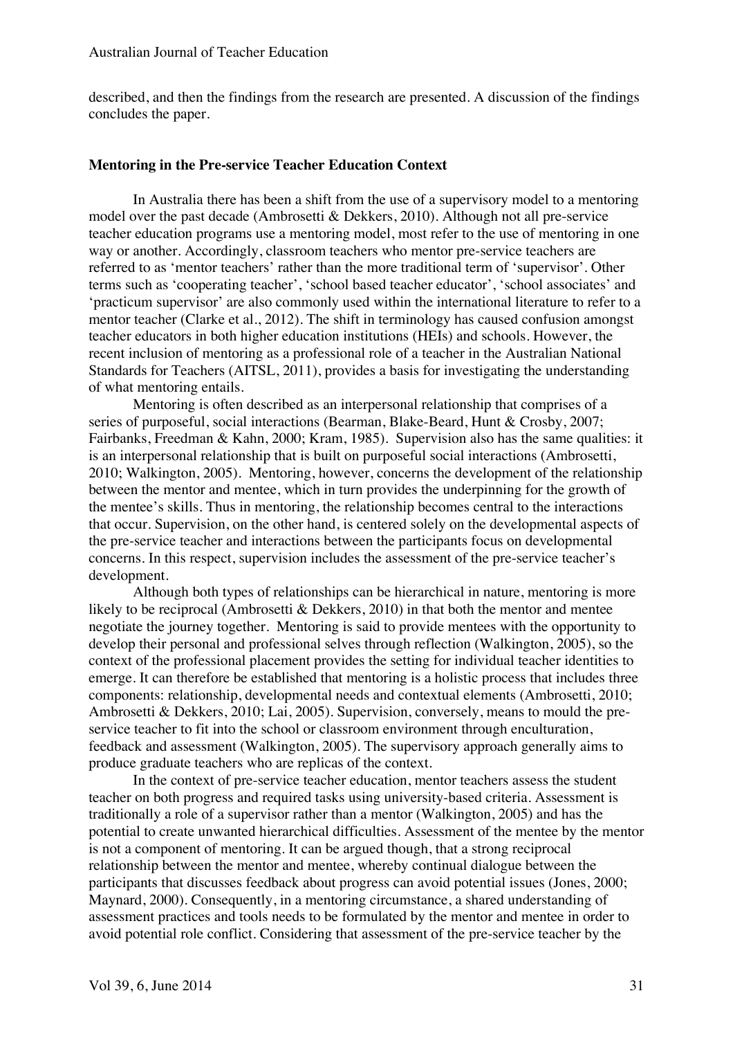described, and then the findings from the research are presented. A discussion of the findings concludes the paper.

## Mentoring in the Pre-service Teacher Education Context

In Australia there has been a shift from the use of a supervisory model to a mentoring model over the past decade (Ambrosetti & Dekkers, 2010). Although not all pre-service teacher education programs use a mentoring model, most refer to the use of mentoring in one way or another. Accordingly, classroom teachers who mentor pre-service teachers are referred to as 'mentor teachers' rather than the more traditional term of 'supervisor'. Other terms such as 'cooperating teacher', 'school based teacher educator', 'school associates' and 'practicum supervisor' are also commonly used within the international literature to refer to a mentor teacher (Clarke et al., 2012). The shift in terminology has caused confusion amongst teacher educators in both higher education institutions (HEIs) and schools. However, the recent inclusion of mentoring as a professional role of a teacher in the Australian National Standards for Teachers (AITSL, 2011), provides a basis for investigating the understanding of what mentoring entails.

Mentoring is often described as an interpersonal relationship that comprises of a series of purposeful, social interactions (Bearman, Blake-Beard, Hunt & Crosby, 2007; Fairbanks, Freedman & Kahn, 2000; Kram, 1985). Supervision also has the same qualities: it is an interpersonal relationship that is built on purposeful social interactions (Ambrosetti, 2010; Walkington, 2005). Mentoring, however, concerns the development of the relationship between the mentor and mentee, which in turn provides the underpinning for the growth of the mentee's skills. Thus in mentoring, the relationship becomes central to the interactions that occur. Supervision, on the other hand, is centered solely on the developmental aspects of the pre-service teacher and interactions between the participants focus on developmental concerns. In this respect, supervision includes the assessment of the pre-service teacher's development.

Although both types of relationships can be hierarchical in nature, mentoring is more likely to be reciprocal (Ambrosetti & Dekkers, 2010) in that both the mentor and mentee negotiate the journey together. Mentoring is said to provide mentees with the opportunity to develop their personal and professional selves through reflection (Walkington, 2005), so the context of the professional placement provides the setting for individual teacher identities to emerge. It can therefore be established that mentoring is a holistic process that includes three components: relationship, developmental needs and contextual elements (Ambrosetti, 2010; Ambrosetti & Dekkers, 2010; Lai, 2005). Supervision, conversely, means to mould the pre-service teacher to fit into the school or classroom environment through enculturation, feedback and assessment (Walkington, 2005). The supervisory approach generally aims to produce graduate teachers who are replicas of the context.

In the context of pre-service teacher education, mentor teachers assess the student teacher on both progress and required tasks using university-based criteria. Assessment is traditionally a role of a supervisor rather than a mentor (Walkington, 2005) and has the potential to create unwanted hierarchical difficulties. Assessment of the mentee by the mentor is not a component of mentoring. It can be argued though, that a strong reciprocal relationship between the mentor and mentee, whereby continual dialogue between the participants that discusses feedback about progress can avoid potential issues (Jones, 2000; Maynard, 2000). Consequently, in a mentoring circumstance, a shared understanding of assessment practices and tools needs to be formulated by the mentor and mentee in order to avoid potential role conflict. Considering that assessment of the pre-service teacher by the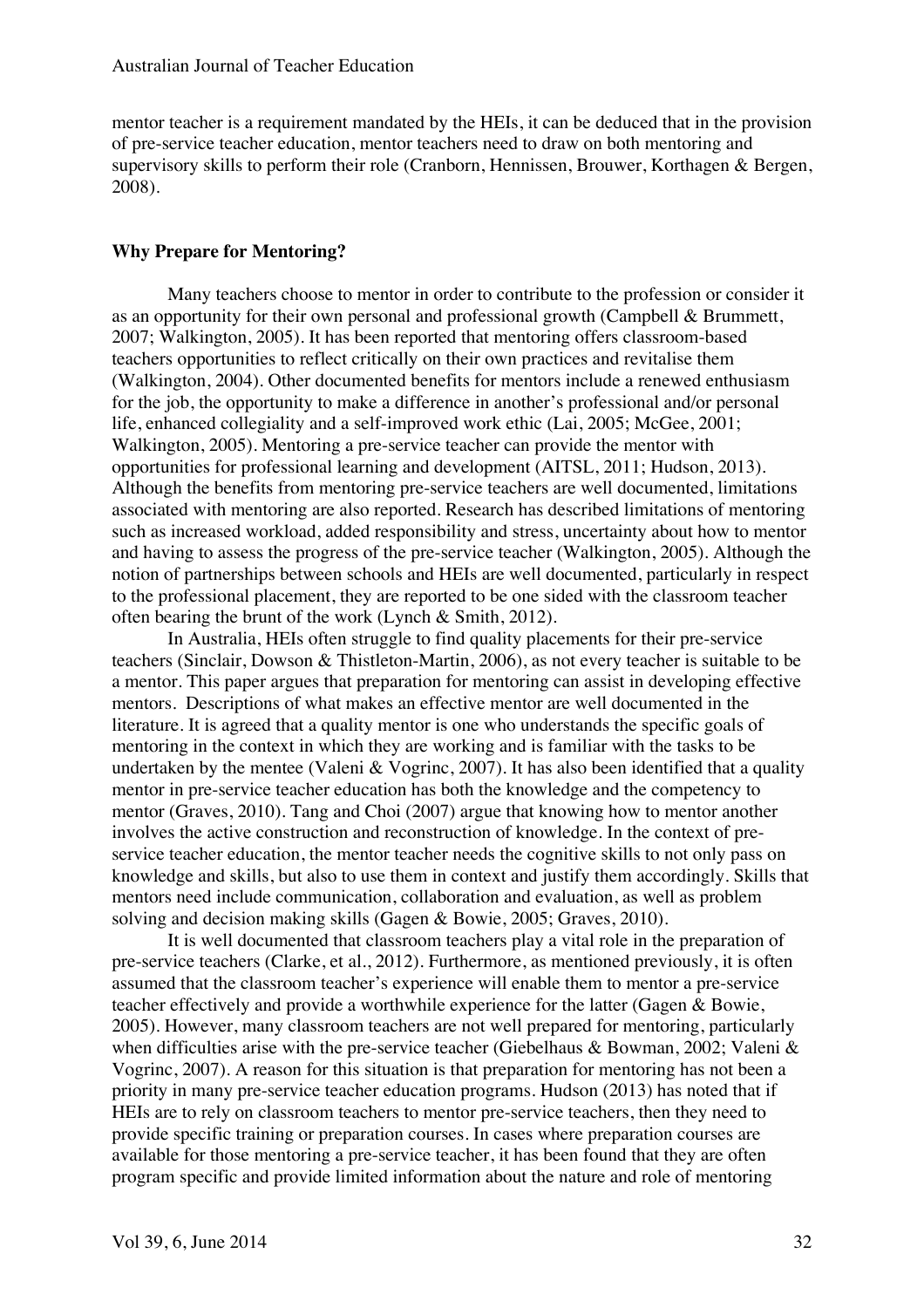mentor teacher is a requirement mandated by the HEIs, it can be deduced that in the provision of pre-service teacher education, mentor teachers need to draw on both mentoring and supervisory skills to perform their role (Cranborn, Hennissen, Brouwer, Korthagen & Bergen, 2008).

### Why Prepare for Mentoring?

Many teachers choose to mentor in order to contribute to the profession or consider it as an opportunity for their own personal and professional growth (Campbell & Brummett, 2007; Walkington, 2005). It has been reported that mentoring offers classroom-based teachers opportunities to reflect critically on their own practices and revitalise them (Walkington, 2004). Other documented benefits for mentors include a renewed enthusiasm for the job, the opportunity to make a difference in another's professional and/or personal life, enhanced collegiality and a self-improved work ethic (Lai, 2005; McGee, 2001; Walkington, 2005). Mentoring a pre-service teacher can provide the mentor with opportunities for professional learning and development (AITSL, 2011; Hudson, 2013). Although the benefits from mentoring pre-service teachers are well documented, limitations associated with mentoring are also reported. Research has described limitations of mentoring such as increased workload, added responsibility and stress, uncertainty about how to mentor and having to assess the progress of the pre-service teacher (Walkington, 2005). Although the notion of partnerships between schools and HEIs are well documented, particularly in respect to the professional placement, they are reported to be one sided with the classroom teacher often bearing the brunt of the work (Lynch & Smith, 2012).

In Australia, HEIs often struggle to find quality placements for their pre-service teachers (Sinclair, Dowson & Thistleton-Martin, 2006), as not every teacher is suitable to be a mentor. This paper argues that preparation for mentoring can assist in developing effective mentors. Descriptions of what makes an effective mentor are well documented in the literature. It is agreed that a quality mentor is one who understands the specific goals of mentoring in the context in which they are working and is familiar with the tasks to be undertaken by the mentee (Valeni & Vogrinc, 2007). It has also been identified that a quality mentor in pre-service teacher education has both the knowledge and the competency to mentor (Graves, 2010). Tang and Choi (2007) argue that knowing how to mentor another involves the active construction and reconstruction of knowledge. In the context of pre-service teacher education, the mentor teacher needs the cognitive skills to not only pass on knowledge and skills, but also to use them in context and justify them accordingly. Skills that mentors need include communication, collaboration and evaluation, as well as problem solving and decision making skills (Gagen & Bowie, 2005; Graves, 2010).

It is well documented that classroom teachers play a vital role in the preparation of pre-service teachers (Clarke, et al., 2012). Furthermore, as mentioned previously, it is often assumed that the classroom teacher's experience will enable them to mentor a pre-service teacher effectively and provide a worthwhile experience for the latter (Gagen & Bowie, 2005). However, many classroom teachers are not well prepared for mentoring, particularly when difficulties arise with the pre-service teacher (Giebelhaus & Bowman, 2002; Valeni & Vogrinc, 2007). A reason for this situation is that preparation for mentoring has not been a priority in many pre-service teacher education programs. Hudson (2013) has noted that if HEIs are to rely on classroom teachers to mentor pre-service teachers, then they need to provide specific training or preparation courses. In cases where preparation courses are available for those mentoring a pre-service teacher, it has been found that they are often program specific and provide limited information about the nature and role of mentoring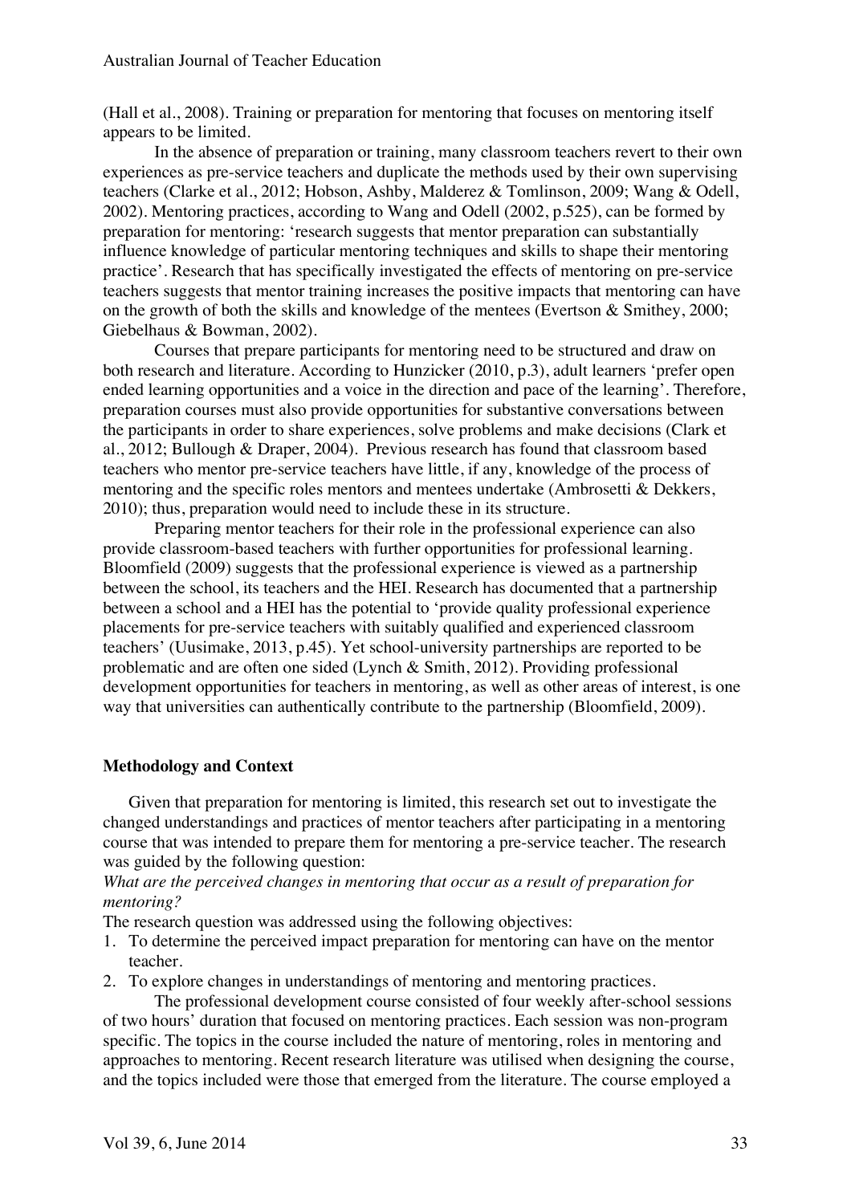(Hall et al., 2008). Training or preparation for mentoring that focuses on mentoring itself appears to be limited.

In the absence of preparation or training, many classroom teachers revert to their own experiences as pre-service teachers and duplicate the methods used by their own supervising teachers (Clarke et al., 2012; Hobson, Ashby, Malderez & Tomlinson, 2009; Wang & Odell, 2002). Mentoring practices, according to Wang and Odell (2002, p.525), can be formed by preparation for mentoring: 'research suggests that mentor preparation can substantially influence knowledge of particular mentoring techniques and skills to shape their mentoring practice'. Research that has specifically investigated the effects of mentoring on pre-service teachers suggests that mentor training increases the positive impacts that mentoring can have on the growth of both the skills and knowledge of the mentees (Evertson & Smithey, 2000; Giebelhaus & Bowman, 2002).

Courses that prepare participants for mentoring need to be structured and draw on both research and literature. According to Hunzicker (2010, p.3), adult learners 'prefer open ended learning opportunities and a voice in the direction and pace of the learning'. Therefore, preparation courses must also provide opportunities for substantive conversations between the participants in order to share experiences, solve problems and make decisions (Clark et al., 2012; Bullough & Draper, 2004). Previous research has found that classroom based teachers who mentor pre-service teachers have little, if any, knowledge of the process of mentoring and the specific roles mentors and mentees undertake (Ambrosetti & Dekkers, 2010); thus, preparation would need to include these in its structure.

Preparing mentor teachers for their role in the professional experience can also provide classroom-based teachers with further opportunities for professional learning. Bloomfield (2009) suggests that the professional experience is viewed as a partnership between the school, its teachers and the HEI. Research has documented that a partnership between a school and a HEI has the potential to 'provide quality professional experience placements for pre-service teachers with suitably qualified and experienced classroom teachers' (Uusimake, 2013, p.45). Yet school-university partnerships are reported to be problematic and are often one sided (Lynch & Smith, 2012). Providing professional development opportunities for teachers in mentoring, as well as other areas of interest, is one way that universities can authentically contribute to the partnership (Bloomfield, 2009).

## Methodology and Context

Given that preparation for mentoring is limited, this research set out to investigate the changed understandings and practices of mentor teachers after participating in a mentoring course that was intended to prepare them for mentoring a pre-service teacher. The research was guided by the following question:

*What are the perceived changes in mentoring that occur as a result of preparation for mentoring?*

The research question was addressed using the following objectives:

1. To determine the perceived impact preparation for mentoring can have on the mentor teacher.
2. To explore changes in understandings of mentoring and mentoring practices.

The professional development course consisted of four weekly after-school sessions of two hours' duration that focused on mentoring practices. Each session was non-program specific. The topics in the course included the nature of mentoring, roles in mentoring and approaches to mentoring. Recent research literature was utilised when designing the course, and the topics included were those that emerged from the literature. The course employed a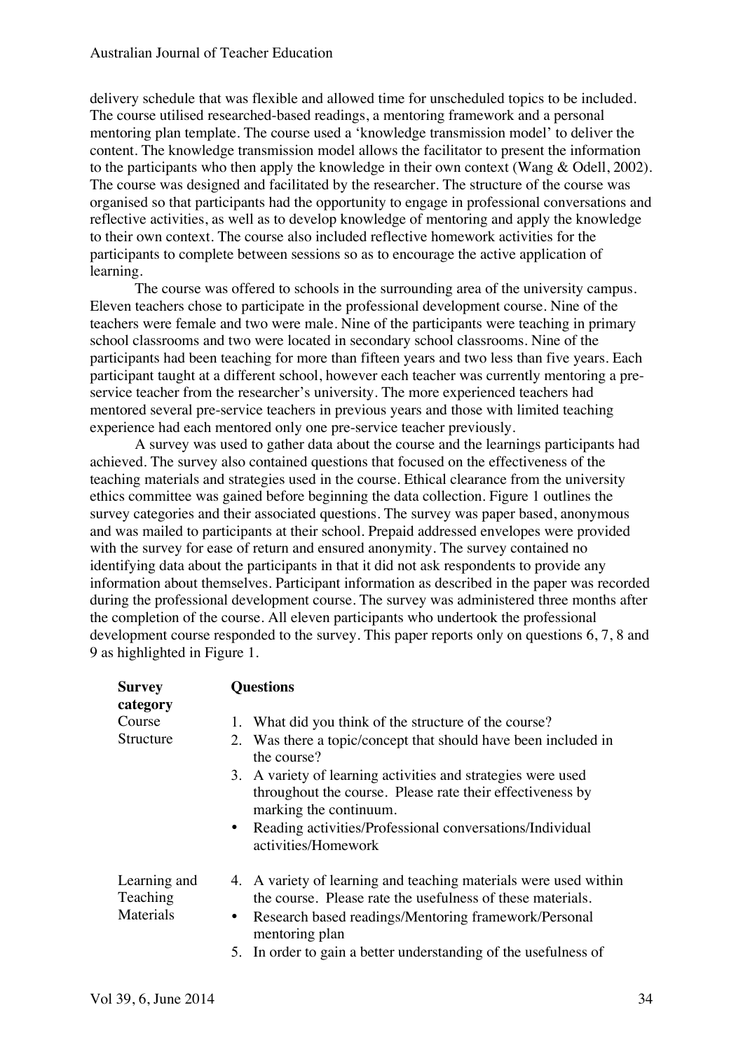delivery schedule that was flexible and allowed time for unscheduled topics to be included. The course utilised researched-based readings, a mentoring framework and a personal mentoring plan template. The course used a 'knowledge transmission model' to deliver the content. The knowledge transmission model allows the facilitator to present the information to the participants who then apply the knowledge in their own context (Wang & Odell, 2002). The course was designed and facilitated by the researcher. The structure of the course was organised so that participants had the opportunity to engage in professional conversations and reflective activities, as well as to develop knowledge of mentoring and apply the knowledge to their own context. The course also included reflective homework activities for the participants to complete between sessions so as to encourage the active application of learning.

The course was offered to schools in the surrounding area of the university campus. Eleven teachers chose to participate in the professional development course. Nine of the teachers were female and two were male. Nine of the participants were teaching in primary school classrooms and two were located in secondary school classrooms. Nine of the participants had been teaching for more than fifteen years and two less than five years. Each participant taught at a different school, however each teacher was currently mentoring a pre-service teacher from the researcher's university. The more experienced teachers had mentored several pre-service teachers in previous years and those with limited teaching experience had each mentored only one pre-service teacher previously.

A survey was used to gather data about the course and the learnings participants had achieved. The survey also contained questions that focused on the effectiveness of the teaching materials and strategies used in the course. Ethical clearance from the university ethics committee was gained before beginning the data collection. Figure 1 outlines the survey categories and their associated questions. The survey was paper based, anonymous and was mailed to participants at their school. Prepaid addressed envelopes were provided with the survey for ease of return and ensured anonymity. The survey contained no identifying data about the participants in that it did not ask respondents to provide any information about themselves. Participant information as described in the paper was recorded during the professional development course. The survey was administered three months after the completion of the course. All eleven participants who undertook the professional development course responded to the survey. This paper reports only on questions 6, 7, 8 and 9 as highlighted in Figure 1.

| **Survey category** | **Questions** |
|---|---|
| Course Structure | 1. What did you think of the structure of the course?<br>2. Was there a topic/concept that should have been included in the course?<br>3. A variety of learning activities and strategies were used throughout the course. Please rate their effectiveness by marking the continuum.<br>• Reading activities/Professional conversations/Individual activities/Homework |
| Learning and Teaching Materials | 4. A variety of learning and teaching materials were used within the course. Please rate the usefulness of these materials.<br>• Research based readings/Mentoring framework/Personal mentoring plan<br>5. In order to gain a better understanding of the usefulness of |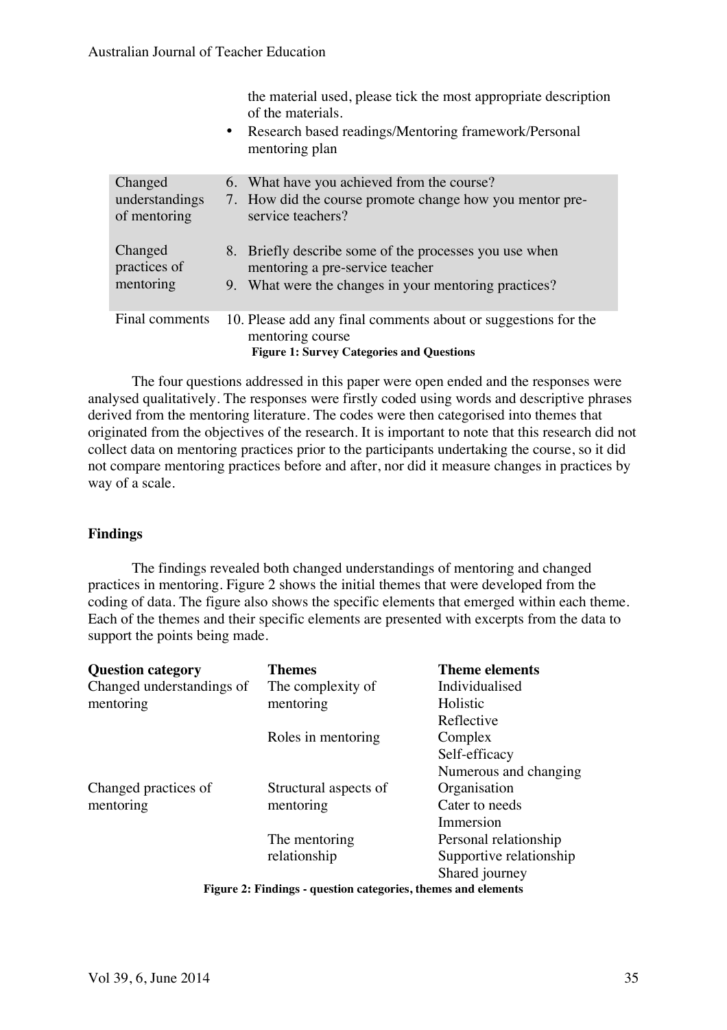| | the material used, please tick the most appropriate description of the materials.<br>• Research based readings/Mentoring framework/Personal mentoring plan |
|---|---|
| Changed understandings of mentoring | 6. What have you achieved from the course?<br>7. How did the course promote change how you mentor pre-service teachers? |
| Changed practices of mentoring | 8. Briefly describe some of the processes you use when mentoring a pre-service teacher<br>9. What were the changes in your mentoring practices? |
| Final comments | 10. Please add any final comments about or suggestions for the mentoring course |

**Figure 1: Survey Categories and Questions**

The four questions addressed in this paper were open ended and the responses were analysed qualitatively. The responses were firstly coded using words and descriptive phrases derived from the mentoring literature. The codes were then categorised into themes that originated from the objectives of the research. It is important to note that this research did not collect data on mentoring practices prior to the participants undertaking the course, so it did not compare mentoring practices before and after, nor did it measure changes in practices by way of a scale.

## Findings

The findings revealed both changed understandings of mentoring and changed practices in mentoring. Figure 2 shows the initial themes that were developed from the coding of data. The figure also shows the specific elements that emerged within each theme. Each of the themes and their specific elements are presented with excerpts from the data to support the points being made.

| Question category | Themes | Theme elements |
|---|---|---|
| Changed understandings of mentoring | The complexity of mentoring | Individualised<br>Holistic<br>Reflective |
| | Roles in mentoring | Complex<br>Self-efficacy<br>Numerous and changing |
| Changed practices of mentoring | Structural aspects of mentoring | Organisation<br>Cater to needs<br>Immersion |
| | The mentoring relationship | Personal relationship<br>Supportive relationship<br>Shared journey |

**Figure 2: Findings - question categories, themes and elements**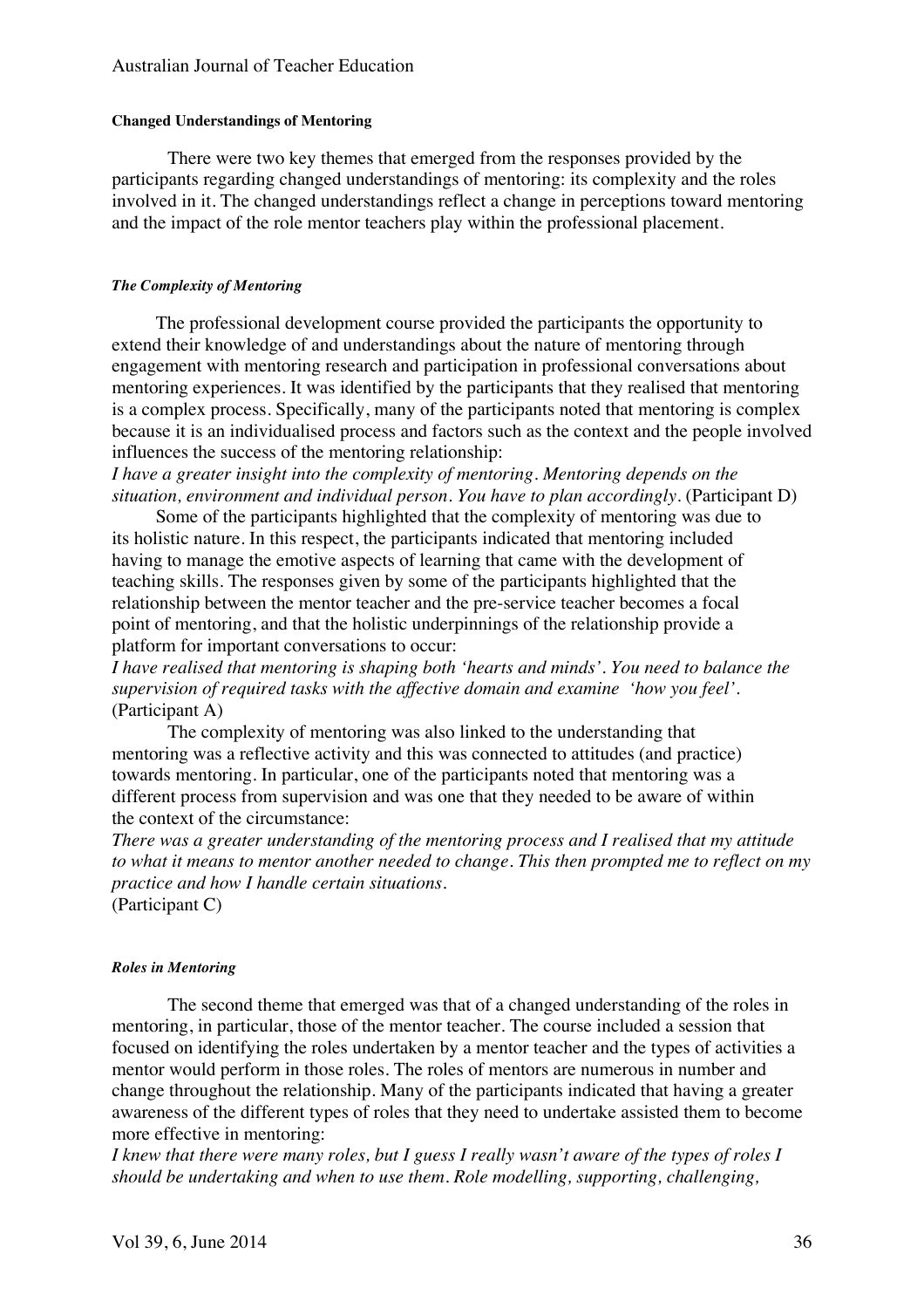**Changed Understandings of Mentoring**

There were two key themes that emerged from the responses provided by the participants regarding changed understandings of mentoring: its complexity and the roles involved in it. The changed understandings reflect a change in perceptions toward mentoring and the impact of the role mentor teachers play within the professional placement.

***The Complexity of Mentoring***

The professional development course provided the participants the opportunity to extend their knowledge of and understandings about the nature of mentoring through engagement with mentoring research and participation in professional conversations about mentoring experiences. It was identified by the participants that they realised that mentoring is a complex process. Specifically, many of the participants noted that mentoring is complex because it is an individualised process and factors such as the context and the people involved influences the success of the mentoring relationship:

*I have a greater insight into the complexity of mentoring. Mentoring depends on the situation, environment and individual person. You have to plan accordingly.* (Participant D)

Some of the participants highlighted that the complexity of mentoring was due to its holistic nature. In this respect, the participants indicated that mentoring included having to manage the emotive aspects of learning that came with the development of teaching skills. The responses given by some of the participants highlighted that the relationship between the mentor teacher and the pre-service teacher becomes a focal point of mentoring, and that the holistic underpinnings of the relationship provide a platform for important conversations to occur:

*I have realised that mentoring is shaping both 'hearts and minds'. You need to balance the supervision of required tasks with the affective domain and examine 'how you feel'.* (Participant A)

The complexity of mentoring was also linked to the understanding that mentoring was a reflective activity and this was connected to attitudes (and practice) towards mentoring. In particular, one of the participants noted that mentoring was a different process from supervision and was one that they needed to be aware of within the context of the circumstance:

*There was a greater understanding of the mentoring process and I realised that my attitude to what it means to mentor another needed to change. This then prompted me to reflect on my practice and how I handle certain situations.*
(Participant C)

***Roles in Mentoring***

The second theme that emerged was that of a changed understanding of the roles in mentoring, in particular, those of the mentor teacher. The course included a session that focused on identifying the roles undertaken by a mentor teacher and the types of activities a mentor would perform in those roles. The roles of mentors are numerous in number and change throughout the relationship. Many of the participants indicated that having a greater awareness of the different types of roles that they need to undertake assisted them to become more effective in mentoring:

*I knew that there were many roles, but I guess I really wasn't aware of the types of roles I should be undertaking and when to use them. Role modelling, supporting, challenging,*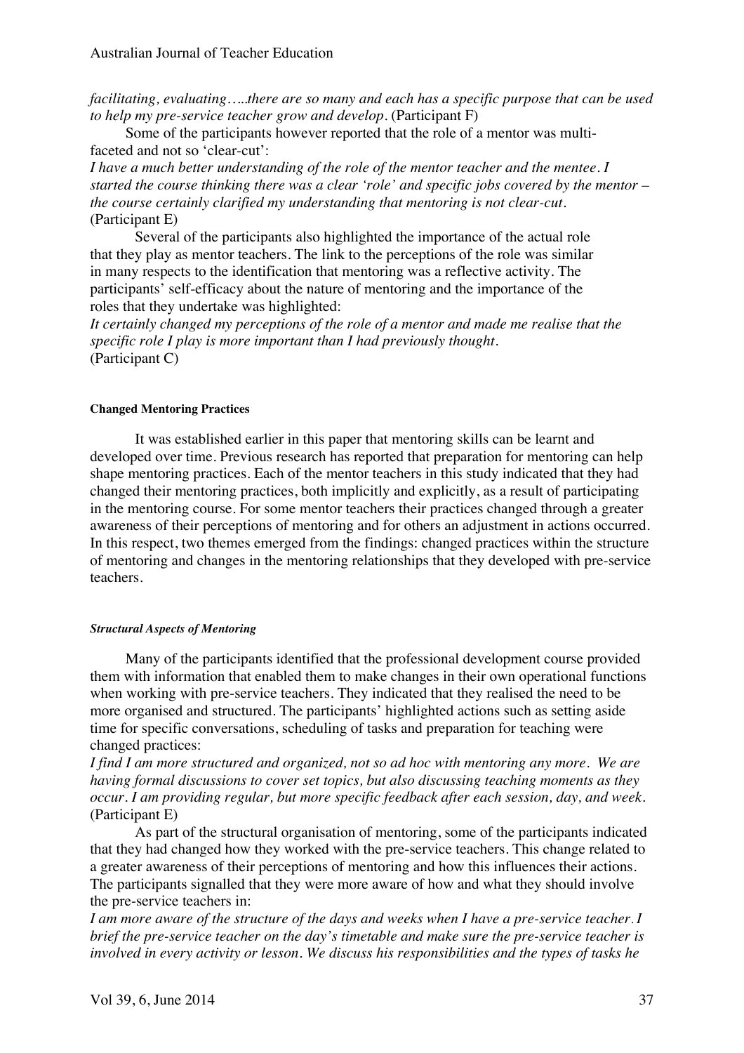*facilitating, evaluating…..there are so many and each has a specific purpose that can be used to help my pre-service teacher grow and develop.* (Participant F)

Some of the participants however reported that the role of a mentor was multi-faceted and not so 'clear-cut':

*I have a much better understanding of the role of the mentor teacher and the mentee. I started the course thinking there was a clear 'role' and specific jobs covered by the mentor – the course certainly clarified my understanding that mentoring is not clear-cut.* (Participant E)

Several of the participants also highlighted the importance of the actual role that they play as mentor teachers. The link to the perceptions of the role was similar in many respects to the identification that mentoring was a reflective activity. The participants' self-efficacy about the nature of mentoring and the importance of the roles that they undertake was highlighted:

*It certainly changed my perceptions of the role of a mentor and made me realise that the specific role I play is more important than I had previously thought.* (Participant C)

#### **Changed Mentoring Practices**

It was established earlier in this paper that mentoring skills can be learnt and developed over time. Previous research has reported that preparation for mentoring can help shape mentoring practices. Each of the mentor teachers in this study indicated that they had changed their mentoring practices, both implicitly and explicitly, as a result of participating in the mentoring course. For some mentor teachers their practices changed through a greater awareness of their perceptions of mentoring and for others an adjustment in actions occurred. In this respect, two themes emerged from the findings: changed practices within the structure of mentoring and changes in the mentoring relationships that they developed with pre-service teachers.

##### ***Structural Aspects of Mentoring***

Many of the participants identified that the professional development course provided them with information that enabled them to make changes in their own operational functions when working with pre-service teachers. They indicated that they realised the need to be more organised and structured. The participants' highlighted actions such as setting aside time for specific conversations, scheduling of tasks and preparation for teaching were changed practices:

*I find I am more structured and organized, not so ad hoc with mentoring any more. We are having formal discussions to cover set topics, but also discussing teaching moments as they occur. I am providing regular, but more specific feedback after each session, day, and week.* (Participant E)

As part of the structural organisation of mentoring, some of the participants indicated that they had changed how they worked with the pre-service teachers. This change related to a greater awareness of their perceptions of mentoring and how this influences their actions. The participants signalled that they were more aware of how and what they should involve the pre-service teachers in:

*I am more aware of the structure of the days and weeks when I have a pre-service teacher. I brief the pre-service teacher on the day's timetable and make sure the pre-service teacher is involved in every activity or lesson. We discuss his responsibilities and the types of tasks he*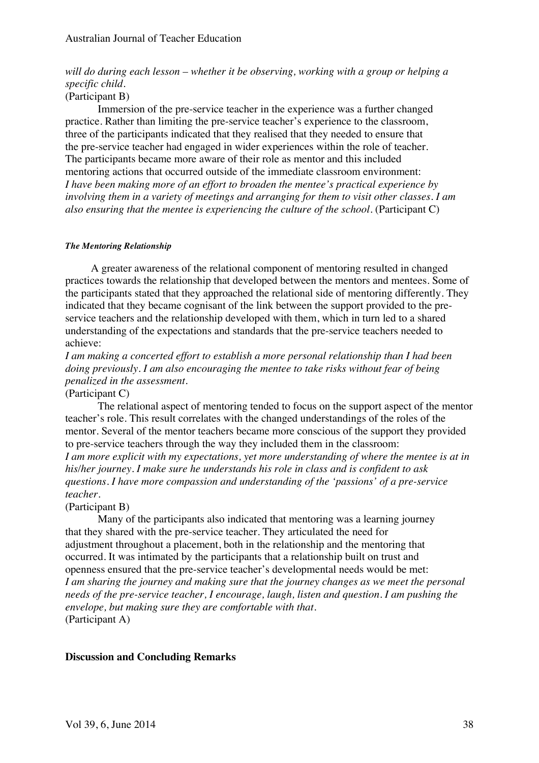*will do during each lesson – whether it be observing, working with a group or helping a specific child.*
(Participant B)

Immersion of the pre-service teacher in the experience was a further changed practice. Rather than limiting the pre-service teacher's experience to the classroom, three of the participants indicated that they realised that they needed to ensure that the pre-service teacher had engaged in wider experiences within the role of teacher. The participants became more aware of their role as mentor and this included mentoring actions that occurred outside of the immediate classroom environment:
*I have been making more of an effort to broaden the mentee's practical experience by involving them in a variety of meetings and arranging for them to visit other classes. I am also ensuring that the mentee is experiencing the culture of the school.* (Participant C)

#### *The Mentoring Relationship*

A greater awareness of the relational component of mentoring resulted in changed practices towards the relationship that developed between the mentors and mentees. Some of the participants stated that they approached the relational side of mentoring differently. They indicated that they became cognisant of the link between the support provided to the pre-service teachers and the relationship developed with them, which in turn led to a shared understanding of the expectations and standards that the pre-service teachers needed to achieve:
*I am making a concerted effort to establish a more personal relationship than I had been doing previously. I am also encouraging the mentee to take risks without fear of being penalized in the assessment.*
(Participant C)

The relational aspect of mentoring tended to focus on the support aspect of the mentor teacher's role. This result correlates with the changed understandings of the roles of the mentor. Several of the mentor teachers became more conscious of the support they provided to pre-service teachers through the way they included them in the classroom:
*I am more explicit with my expectations, yet more understanding of where the mentee is at in his/her journey. I make sure he understands his role in class and is confident to ask questions. I have more compassion and understanding of the 'passions' of a pre-service teacher.*
(Participant B)

Many of the participants also indicated that mentoring was a learning journey that they shared with the pre-service teacher. They articulated the need for adjustment throughout a placement, both in the relationship and the mentoring that occurred. It was intimated by the participants that a relationship built on trust and openness ensured that the pre-service teacher's developmental needs would be met:
*I am sharing the journey and making sure that the journey changes as we meet the personal needs of the pre-service teacher, I encourage, laugh, listen and question. I am pushing the envelope, but making sure they are comfortable with that.*
(Participant A)

### Discussion and Concluding Remarks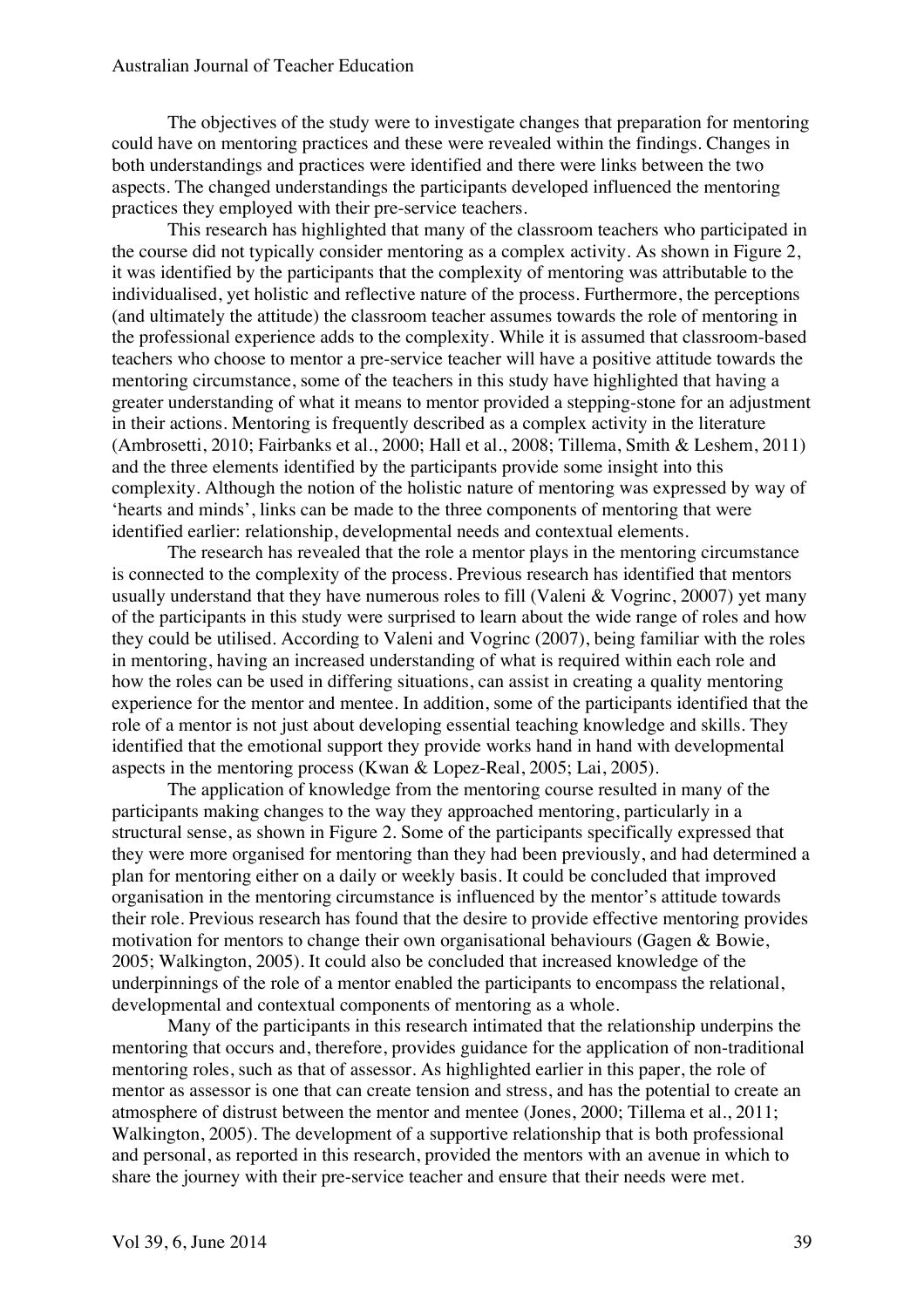The objectives of the study were to investigate changes that preparation for mentoring could have on mentoring practices and these were revealed within the findings. Changes in both understandings and practices were identified and there were links between the two aspects. The changed understandings the participants developed influenced the mentoring practices they employed with their pre-service teachers.

This research has highlighted that many of the classroom teachers who participated in the course did not typically consider mentoring as a complex activity. As shown in Figure 2, it was identified by the participants that the complexity of mentoring was attributable to the individualised, yet holistic and reflective nature of the process. Furthermore, the perceptions (and ultimately the attitude) the classroom teacher assumes towards the role of mentoring in the professional experience adds to the complexity. While it is assumed that classroom-based teachers who choose to mentor a pre-service teacher will have a positive attitude towards the mentoring circumstance, some of the teachers in this study have highlighted that having a greater understanding of what it means to mentor provided a stepping-stone for an adjustment in their actions. Mentoring is frequently described as a complex activity in the literature (Ambrosetti, 2010; Fairbanks et al., 2000; Hall et al., 2008; Tillema, Smith & Leshem, 2011) and the three elements identified by the participants provide some insight into this complexity. Although the notion of the holistic nature of mentoring was expressed by way of 'hearts and minds', links can be made to the three components of mentoring that were identified earlier: relationship, developmental needs and contextual elements.

The research has revealed that the role a mentor plays in the mentoring circumstance is connected to the complexity of the process. Previous research has identified that mentors usually understand that they have numerous roles to fill (Valeni & Vogrinc, 20007) yet many of the participants in this study were surprised to learn about the wide range of roles and how they could be utilised. According to Valeni and Vogrinc (2007), being familiar with the roles in mentoring, having an increased understanding of what is required within each role and how the roles can be used in differing situations, can assist in creating a quality mentoring experience for the mentor and mentee. In addition, some of the participants identified that the role of a mentor is not just about developing essential teaching knowledge and skills. They identified that the emotional support they provide works hand in hand with developmental aspects in the mentoring process (Kwan & Lopez-Real, 2005; Lai, 2005).

The application of knowledge from the mentoring course resulted in many of the participants making changes to the way they approached mentoring, particularly in a structural sense, as shown in Figure 2. Some of the participants specifically expressed that they were more organised for mentoring than they had been previously, and had determined a plan for mentoring either on a daily or weekly basis. It could be concluded that improved organisation in the mentoring circumstance is influenced by the mentor's attitude towards their role. Previous research has found that the desire to provide effective mentoring provides motivation for mentors to change their own organisational behaviours (Gagen & Bowie, 2005; Walkington, 2005). It could also be concluded that increased knowledge of the underpinnings of the role of a mentor enabled the participants to encompass the relational, developmental and contextual components of mentoring as a whole.

Many of the participants in this research intimated that the relationship underpins the mentoring that occurs and, therefore, provides guidance for the application of non-traditional mentoring roles, such as that of assessor. As highlighted earlier in this paper, the role of mentor as assessor is one that can create tension and stress, and has the potential to create an atmosphere of distrust between the mentor and mentee (Jones, 2000; Tillema et al., 2011; Walkington, 2005). The development of a supportive relationship that is both professional and personal, as reported in this research, provided the mentors with an avenue in which to share the journey with their pre-service teacher and ensure that their needs were met.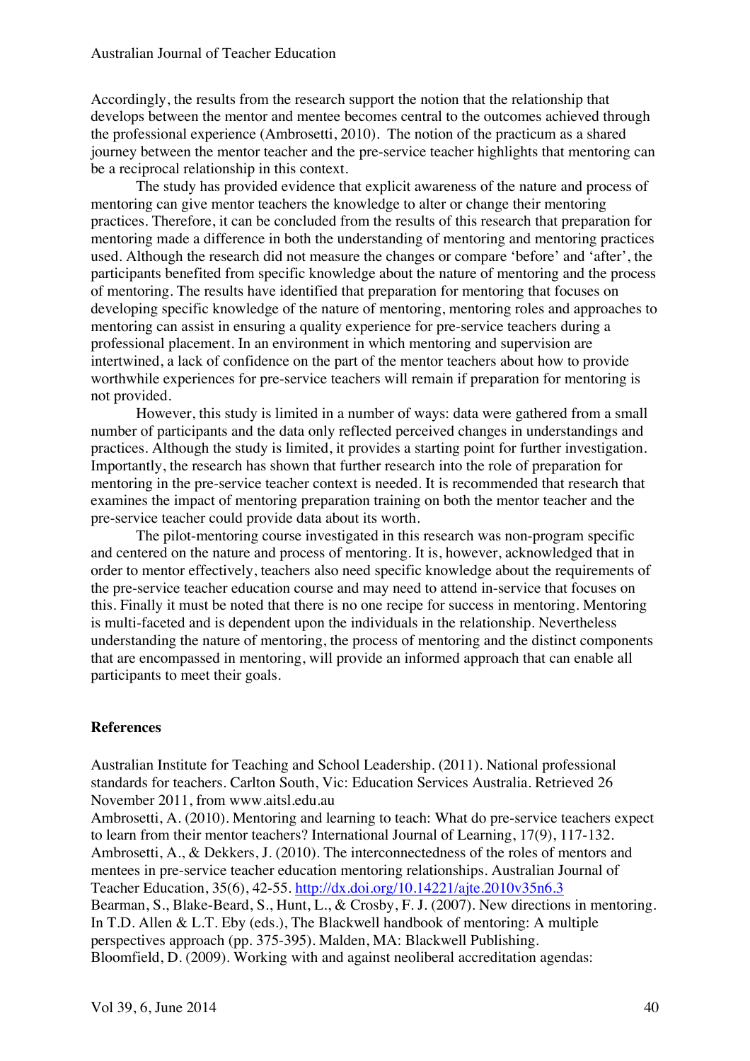Accordingly, the results from the research support the notion that the relationship that develops between the mentor and mentee becomes central to the outcomes achieved through the professional experience (Ambrosetti, 2010). The notion of the practicum as a shared journey between the mentor teacher and the pre-service teacher highlights that mentoring can be a reciprocal relationship in this context.

The study has provided evidence that explicit awareness of the nature and process of mentoring can give mentor teachers the knowledge to alter or change their mentoring practices. Therefore, it can be concluded from the results of this research that preparation for mentoring made a difference in both the understanding of mentoring and mentoring practices used. Although the research did not measure the changes or compare 'before' and 'after', the participants benefited from specific knowledge about the nature of mentoring and the process of mentoring. The results have identified that preparation for mentoring that focuses on developing specific knowledge of the nature of mentoring, mentoring roles and approaches to mentoring can assist in ensuring a quality experience for pre-service teachers during a professional placement. In an environment in which mentoring and supervision are intertwined, a lack of confidence on the part of the mentor teachers about how to provide worthwhile experiences for pre-service teachers will remain if preparation for mentoring is not provided.

However, this study is limited in a number of ways: data were gathered from a small number of participants and the data only reflected perceived changes in understandings and practices. Although the study is limited, it provides a starting point for further investigation. Importantly, the research has shown that further research into the role of preparation for mentoring in the pre-service teacher context is needed. It is recommended that research that examines the impact of mentoring preparation training on both the mentor teacher and the pre-service teacher could provide data about its worth.

The pilot-mentoring course investigated in this research was non-program specific and centered on the nature and process of mentoring. It is, however, acknowledged that in order to mentor effectively, teachers also need specific knowledge about the requirements of the pre-service teacher education course and may need to attend in-service that focuses on this. Finally it must be noted that there is no one recipe for success in mentoring. Mentoring is multi-faceted and is dependent upon the individuals in the relationship. Nevertheless understanding the nature of mentoring, the process of mentoring and the distinct components that are encompassed in mentoring, will provide an informed approach that can enable all participants to meet their goals.

## References

Australian Institute for Teaching and School Leadership. (2011). National professional standards for teachers. Carlton South, Vic: Education Services Australia. Retrieved 26 November 2011, from www.aitsl.edu.au

Ambrosetti, A. (2010). Mentoring and learning to teach: What do pre-service teachers expect to learn from their mentor teachers? International Journal of Learning, 17(9), 117-132.

Ambrosetti, A., & Dekkers, J. (2010). The interconnectedness of the roles of mentors and mentees in pre-service teacher education mentoring relationships. Australian Journal of Teacher Education, 35(6), 42-55. http://dx.doi.org/10.14221/ajte.2010v35n6.3

Bearman, S., Blake-Beard, S., Hunt, L., & Crosby, F. J. (2007). New directions in mentoring. In T.D. Allen & L.T. Eby (eds.), The Blackwell handbook of mentoring: A multiple perspectives approach (pp. 375-395). Malden, MA: Blackwell Publishing.

Bloomfield, D. (2009). Working with and against neoliberal accreditation agendas: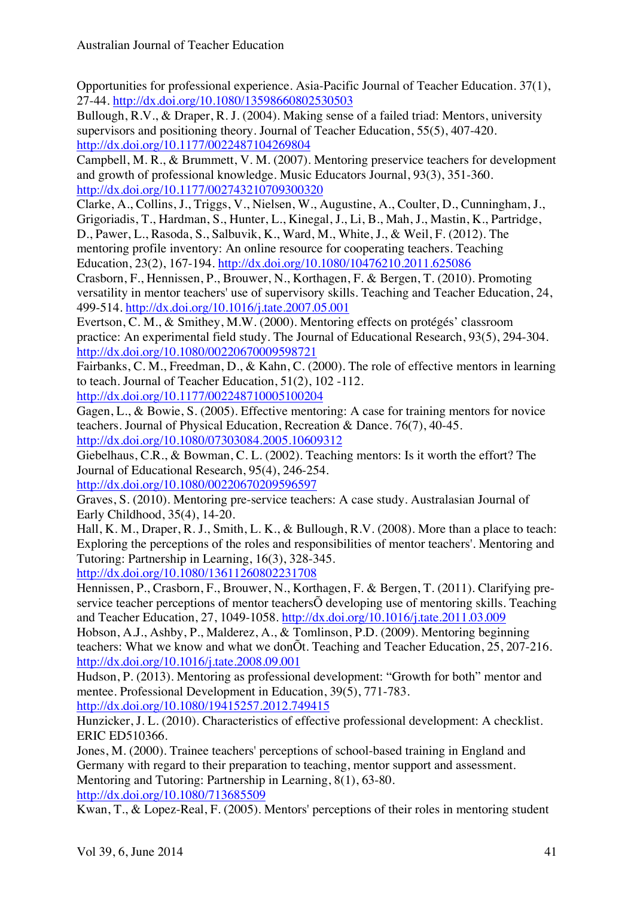Opportunities for professional experience. Asia-Pacific Journal of Teacher Education. 37(1), 27-44. http://dx.doi.org/10.1080/13598660802530503

Bullough, R.V., & Draper, R. J. (2004). Making sense of a failed triad: Mentors, university supervisors and positioning theory. Journal of Teacher Education, 55(5), 407-420. http://dx.doi.org/10.1177/0022487104269804

Campbell, M. R., & Brummett, V. M. (2007). Mentoring preservice teachers for development and growth of professional knowledge. Music Educators Journal, 93(3), 351-360. http://dx.doi.org/10.1177/002743210709300320

Clarke, A., Collins, J., Triggs, V., Nielsen, W., Augustine, A., Coulter, D., Cunningham, J., Grigoriadis, T., Hardman, S., Hunter, L., Kinegal, J., Li, B., Mah, J., Mastin, K., Partridge, D., Pawer, L., Rasoda, S., Salbuvik, K., Ward, M., White, J., & Weil, F. (2012). The mentoring profile inventory: An online resource for cooperating teachers. Teaching Education, 23(2), 167-194. http://dx.doi.org/10.1080/10476210.2011.625086

Crasborn, F., Hennissen, P., Brouwer, N., Korthagen, F. & Bergen, T. (2010). Promoting versatility in mentor teachers' use of supervisory skills. Teaching and Teacher Education, 24, 499-514. http://dx.doi.org/10.1016/j.tate.2007.05.001

Evertson, C. M., & Smithey, M.W. (2000). Mentoring effects on protégés' classroom practice: An experimental field study. The Journal of Educational Research, 93(5), 294-304. http://dx.doi.org/10.1080/00220670009598721

Fairbanks, C. M., Freedman, D., & Kahn, C. (2000). The role of effective mentors in learning to teach. Journal of Teacher Education, 51(2), 102 -112. http://dx.doi.org/10.1177/002248710005100204

Gagen, L., & Bowie, S. (2005). Effective mentoring: A case for training mentors for novice teachers. Journal of Physical Education, Recreation & Dance. 76(7), 40-45. http://dx.doi.org/10.1080/07303084.2005.10609312

Giebelhaus, C.R., & Bowman, C. L. (2002). Teaching mentors: Is it worth the effort? The Journal of Educational Research, 95(4), 246-254. http://dx.doi.org/10.1080/00220670209596597

Graves, S. (2010). Mentoring pre-service teachers: A case study. Australasian Journal of Early Childhood, 35(4), 14-20.

Hall, K. M., Draper, R. J., Smith, L. K., & Bullough, R.V. (2008). More than a place to teach: Exploring the perceptions of the roles and responsibilities of mentor teachers'. Mentoring and Tutoring: Partnership in Learning, 16(3), 328-345. http://dx.doi.org/10.1080/13611260802231708

Hennissen, P., Crasborn, F., Brouwer, N., Korthagen, F. & Bergen, T. (2011). Clarifying pre-service teacher perceptions of mentor teachersÕ developing use of mentoring skills. Teaching and Teacher Education, 27, 1049-1058. http://dx.doi.org/10.1016/j.tate.2011.03.009

Hobson, A.J., Ashby, P., Malderez, A., & Tomlinson, P.D. (2009). Mentoring beginning teachers: What we know and what we donÕt. Teaching and Teacher Education, 25, 207-216. http://dx.doi.org/10.1016/j.tate.2008.09.001

Hudson, P. (2013). Mentoring as professional development: "Growth for both" mentor and mentee. Professional Development in Education, 39(5), 771-783. http://dx.doi.org/10.1080/19415257.2012.749415

Hunzicker, J. L. (2010). Characteristics of effective professional development: A checklist. ERIC ED510366.

Jones, M. (2000). Trainee teachers' perceptions of school-based training in England and Germany with regard to their preparation to teaching, mentor support and assessment. Mentoring and Tutoring: Partnership in Learning, 8(1), 63-80. http://dx.doi.org/10.1080/713685509

Kwan, T., & Lopez-Real, F. (2005). Mentors' perceptions of their roles in mentoring student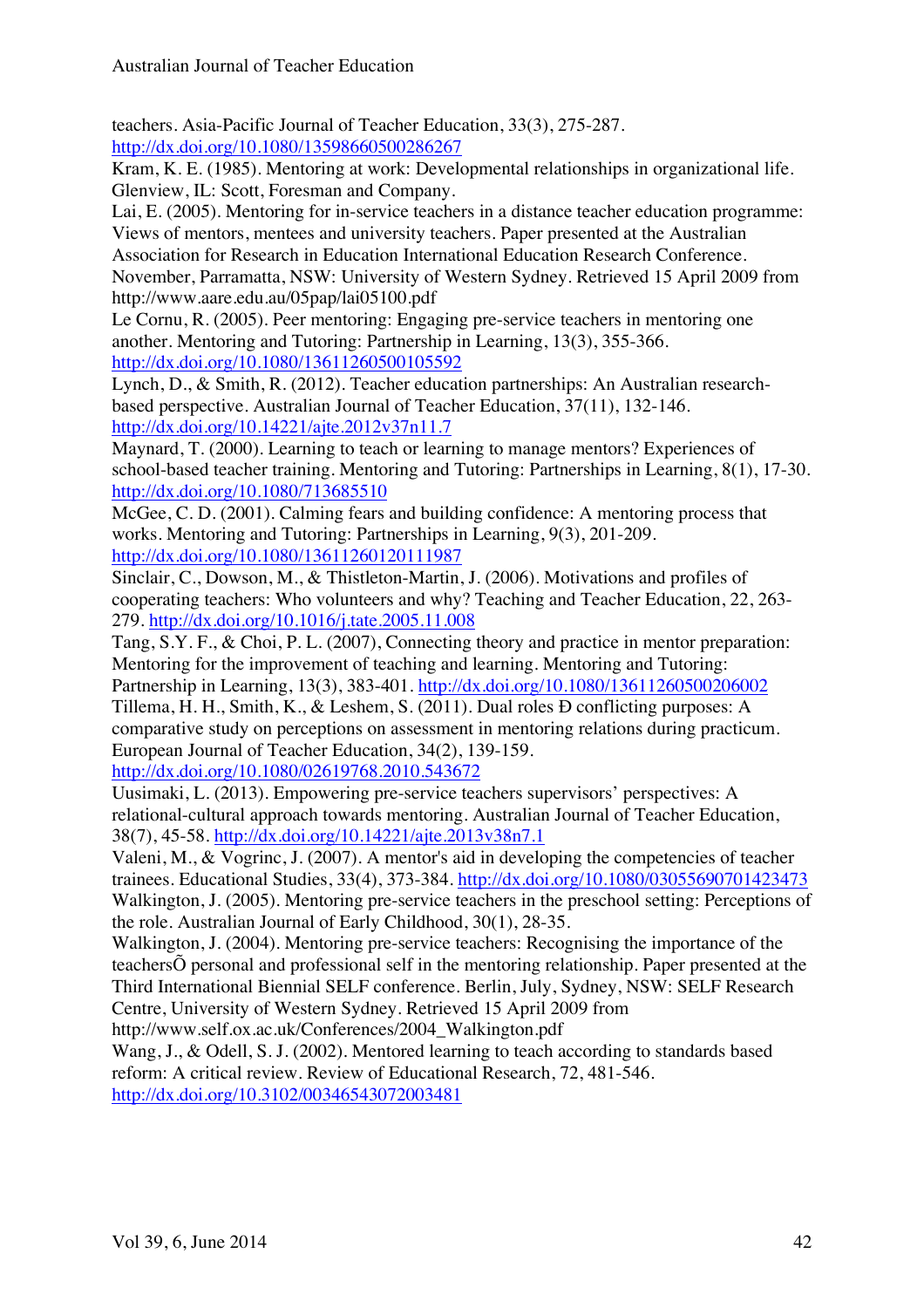teachers. Asia-Pacific Journal of Teacher Education, 33(3), 275-287. http://dx.doi.org/10.1080/13598660500286267

Kram, K. E. (1985). Mentoring at work: Developmental relationships in organizational life. Glenview, IL: Scott, Foresman and Company.

Lai, E. (2005). Mentoring for in-service teachers in a distance teacher education programme: Views of mentors, mentees and university teachers. Paper presented at the Australian Association for Research in Education International Education Research Conference. November, Parramatta, NSW: University of Western Sydney. Retrieved 15 April 2009 from http://www.aare.edu.au/05pap/lai05100.pdf

Le Cornu, R. (2005). Peer mentoring: Engaging pre-service teachers in mentoring one another. Mentoring and Tutoring: Partnership in Learning, 13(3), 355-366. http://dx.doi.org/10.1080/13611260500105592

Lynch, D., & Smith, R. (2012). Teacher education partnerships: An Australian research-based perspective. Australian Journal of Teacher Education, 37(11), 132-146. http://dx.doi.org/10.14221/ajte.2012v37n11.7

Maynard, T. (2000). Learning to teach or learning to manage mentors? Experiences of school-based teacher training. Mentoring and Tutoring: Partnerships in Learning, 8(1), 17-30. http://dx.doi.org/10.1080/713685510

McGee, C. D. (2001). Calming fears and building confidence: A mentoring process that works. Mentoring and Tutoring: Partnerships in Learning, 9(3), 201-209. http://dx.doi.org/10.1080/13611260120111987

Sinclair, C., Dowson, M., & Thistleton-Martin, J. (2006). Motivations and profiles of cooperating teachers: Who volunteers and why? Teaching and Teacher Education, 22, 263-279. http://dx.doi.org/10.1016/j.tate.2005.11.008

Tang, S.Y. F., & Choi, P. L. (2007), Connecting theory and practice in mentor preparation: Mentoring for the improvement of teaching and learning. Mentoring and Tutoring: Partnership in Learning, 13(3), 383-401. http://dx.doi.org/10.1080/13611260500206002

Tillema, H. H., Smith, K., & Leshem, S. (2011). Dual roles Ð conflicting purposes: A comparative study on perceptions on assessment in mentoring relations during practicum. European Journal of Teacher Education, 34(2), 139-159. http://dx.doi.org/10.1080/02619768.2010.543672

Uusimaki, L. (2013). Empowering pre-service teachers supervisors' perspectives: A relational-cultural approach towards mentoring. Australian Journal of Teacher Education, 38(7), 45-58. http://dx.doi.org/10.14221/ajte.2013v38n7.1

Valeni, M., & Vogrinc, J. (2007). A mentor's aid in developing the competencies of teacher trainees. Educational Studies, 33(4), 373-384. http://dx.doi.org/10.1080/03055690701423473

Walkington, J. (2005). Mentoring pre-service teachers in the preschool setting: Perceptions of the role. Australian Journal of Early Childhood, 30(1), 28-35.

Walkington, J. (2004). Mentoring pre-service teachers: Recognising the importance of the teachersÕ personal and professional self in the mentoring relationship. Paper presented at the Third International Biennial SELF conference. Berlin, July, Sydney, NSW: SELF Research Centre, University of Western Sydney. Retrieved 15 April 2009 from http://www.self.ox.ac.uk/Conferences/2004_Walkington.pdf

Wang, J., & Odell, S. J. (2002). Mentored learning to teach according to standards based reform: A critical review. Review of Educational Research, 72, 481-546. http://dx.doi.org/10.3102/00346543072003481